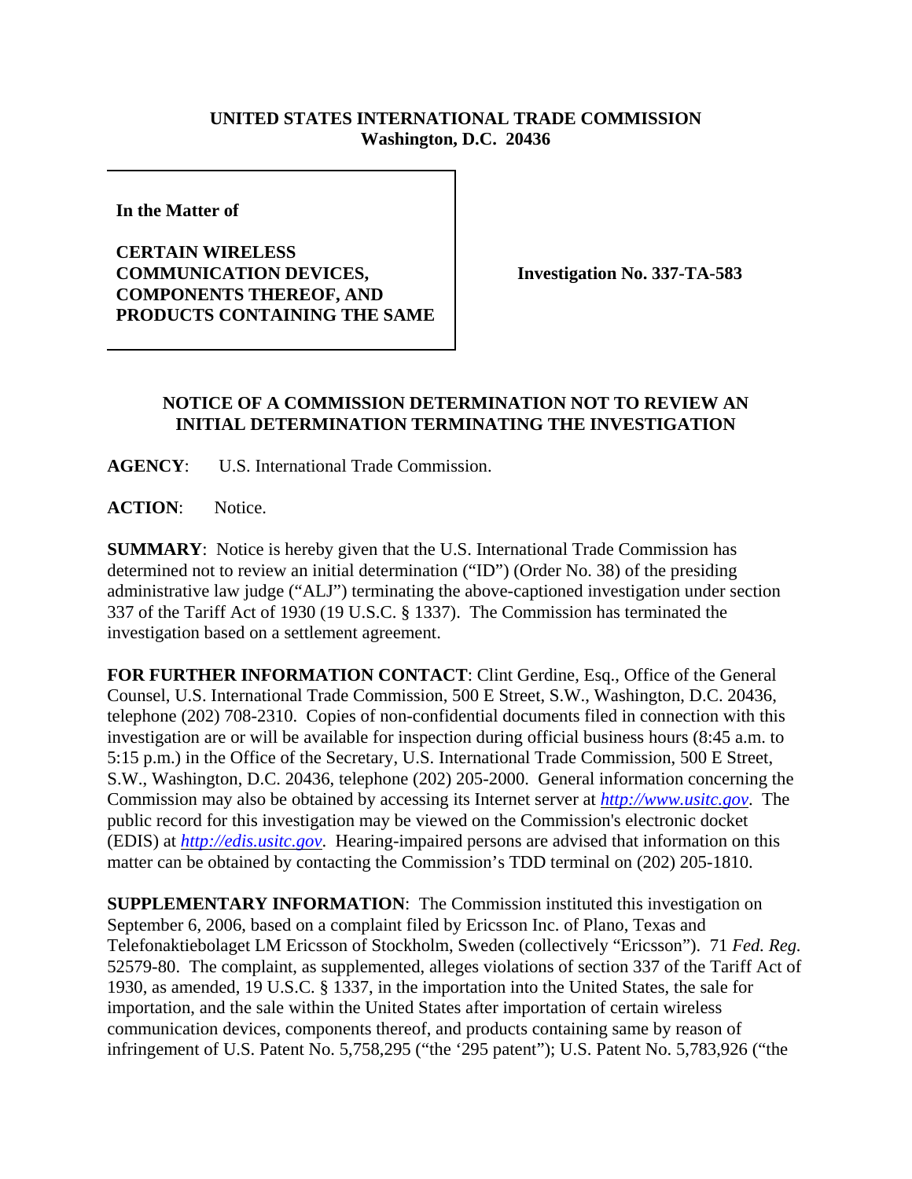**UNITED STATES INTERNATIONAL TRADE COMMISSION**
**Washington, D.C. 20436**

| | |
|---|---|
| **In the Matter of**<br><br>**CERTAIN WIRELESS COMMUNICATION DEVICES, COMPONENTS THEREOF, AND PRODUCTS CONTAINING THE SAME** | **Investigation No. 337-TA-583** |

## NOTICE OF A COMMISSION DETERMINATION NOT TO REVIEW AN INITIAL DETERMINATION TERMINATING THE INVESTIGATION

**AGENCY**: U.S. International Trade Commission.

**ACTION**: Notice.

**SUMMARY**: Notice is hereby given that the U.S. International Trade Commission has determined not to review an initial determination ("ID") (Order No. 38) of the presiding administrative law judge ("ALJ") terminating the above-captioned investigation under section 337 of the Tariff Act of 1930 (19 U.S.C. § 1337). The Commission has terminated the investigation based on a settlement agreement.

**FOR FURTHER INFORMATION CONTACT**: Clint Gerdine, Esq., Office of the General Counsel, U.S. International Trade Commission, 500 E Street, S.W., Washington, D.C. 20436, telephone (202) 708-2310. Copies of non-confidential documents filed in connection with this investigation are or will be available for inspection during official business hours (8:45 a.m. to 5:15 p.m.) in the Office of the Secretary, U.S. International Trade Commission, 500 E Street, S.W., Washington, D.C. 20436, telephone (202) 205-2000. General information concerning the Commission may also be obtained by accessing its Internet server at *http://www.usitc.gov*. The public record for this investigation may be viewed on the Commission's electronic docket (EDIS) at *http://edis.usitc.gov*. Hearing-impaired persons are advised that information on this matter can be obtained by contacting the Commission's TDD terminal on (202) 205-1810.

**SUPPLEMENTARY INFORMATION**: The Commission instituted this investigation on September 6, 2006, based on a complaint filed by Ericsson Inc. of Plano, Texas and Telefonaktiebolaget LM Ericsson of Stockholm, Sweden (collectively "Ericsson"). 71 *Fed. Reg.* 52579-80. The complaint, as supplemented, alleges violations of section 337 of the Tariff Act of 1930, as amended, 19 U.S.C. § 1337, in the importation into the United States, the sale for importation, and the sale within the United States after importation of certain wireless communication devices, components thereof, and products containing same by reason of infringement of U.S. Patent No. 5,758,295 ("the '295 patent"); U.S. Patent No. 5,783,926 ("the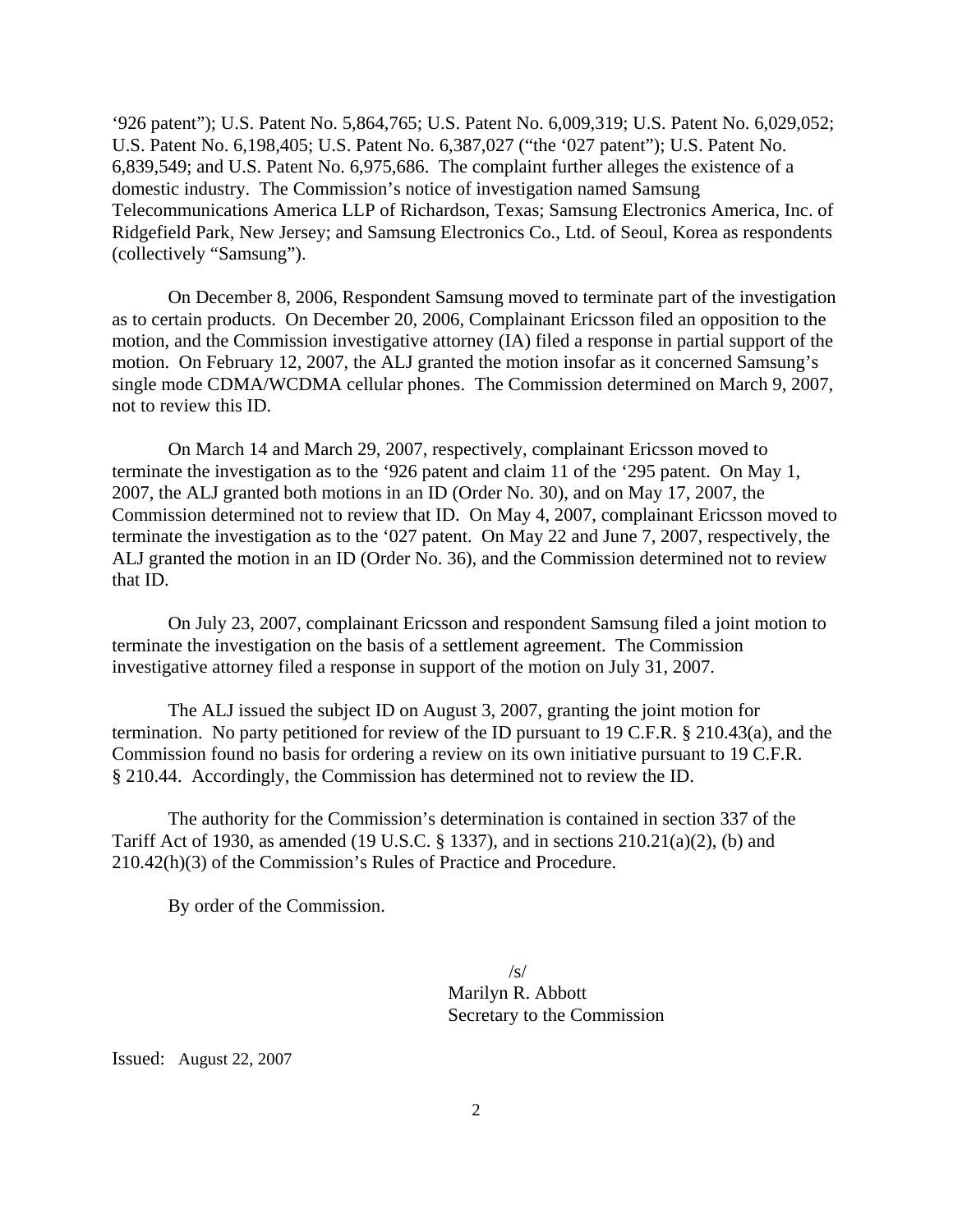'926 patent"); U.S. Patent No. 5,864,765; U.S. Patent No. 6,009,319; U.S. Patent No. 6,029,052; U.S. Patent No. 6,198,405; U.S. Patent No. 6,387,027 ("the '027 patent"); U.S. Patent No. 6,839,549; and U.S. Patent No. 6,975,686. The complaint further alleges the existence of a domestic industry. The Commission's notice of investigation named Samsung Telecommunications America LLP of Richardson, Texas; Samsung Electronics America, Inc. of Ridgefield Park, New Jersey; and Samsung Electronics Co., Ltd. of Seoul, Korea as respondents (collectively "Samsung").

On December 8, 2006, Respondent Samsung moved to terminate part of the investigation as to certain products. On December 20, 2006, Complainant Ericsson filed an opposition to the motion, and the Commission investigative attorney (IA) filed a response in partial support of the motion. On February 12, 2007, the ALJ granted the motion insofar as it concerned Samsung's single mode CDMA/WCDMA cellular phones. The Commission determined on March 9, 2007, not to review this ID.

On March 14 and March 29, 2007, respectively, complainant Ericsson moved to terminate the investigation as to the '926 patent and claim 11 of the '295 patent. On May 1, 2007, the ALJ granted both motions in an ID (Order No. 30), and on May 17, 2007, the Commission determined not to review that ID. On May 4, 2007, complainant Ericsson moved to terminate the investigation as to the '027 patent. On May 22 and June 7, 2007, respectively, the ALJ granted the motion in an ID (Order No. 36), and the Commission determined not to review that ID.

On July 23, 2007, complainant Ericsson and respondent Samsung filed a joint motion to terminate the investigation on the basis of a settlement agreement. The Commission investigative attorney filed a response in support of the motion on July 31, 2007.

The ALJ issued the subject ID on August 3, 2007, granting the joint motion for termination. No party petitioned for review of the ID pursuant to 19 C.F.R. § 210.43(a), and the Commission found no basis for ordering a review on its own initiative pursuant to 19 C.F.R. § 210.44. Accordingly, the Commission has determined not to review the ID.

The authority for the Commission's determination is contained in section 337 of the Tariff Act of 1930, as amended (19 U.S.C. § 1337), and in sections 210.21(a)(2), (b) and 210.42(h)(3) of the Commission's Rules of Practice and Procedure.

By order of the Commission.

/s/
Marilyn R. Abbott
Secretary to the Commission

Issued: August 22, 2007